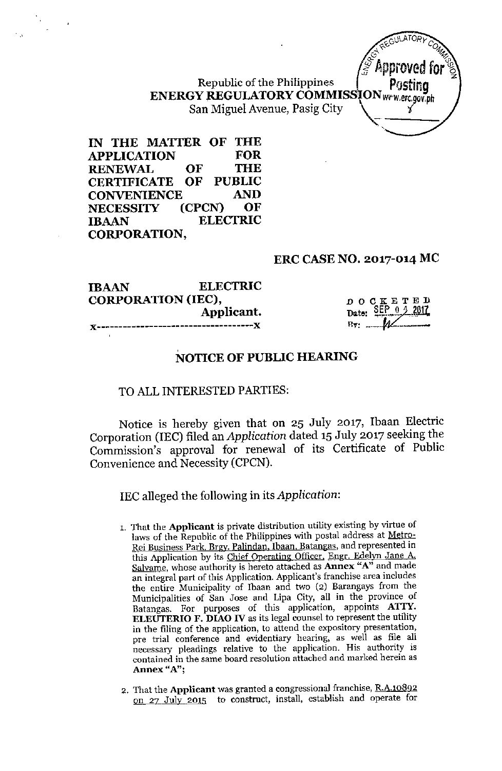Republic of the Philippines
**ENERGY REGULATORY COMMISSION**
San Miguel Avenue, Pasig City

**IN THE MATTER OF THE APPLICATION FOR RENEWAL OF THE CERTIFICATE OF PUBLIC CONVENIENCE AND NECESSITY (CPCN) OF IBAAN ELECTRIC CORPORATION,**

**ERC CASE NO. 2017-014 MC**

**IBAAN ELECTRIC CORPORATION (IEC),**
**Applicant.**
x-----------------------------------x

DOCKETED
Date: SEP 04 2017
By: ______

## NOTICE OF PUBLIC HEARING

TO ALL INTERESTED PARTIES:

Notice is hereby given that on 25 July 2017, Ibaan Electric Corporation (IEC) filed an *Application* dated 15 July 2017 seeking the Commission's approval for renewal of its Certificate of Public Convenience and Necessity (CPCN).

IEC alleged the following in its *Application*:

1. That the **Applicant** is private distribution utility existing by virtue of laws of the Republic of the Philippines with postal address at Metro-Rei Business Park, Brgy. Palindan, Ibaan, Batangas, and represented in this Application by its Chief Operating Officer, Engr. Edelyn Jane A. Salvame, whose authority is hereto attached as **Annex "A"** and made an integral part of this Application. Applicant's franchise area includes the entire Municipality of Ibaan and two (2) Barangays from the Municipalities of San Jose and Lipa City, all in the province of Batangas. For purposes of this application, appoints **ATTY. ELEUTERIO F. DIAO IV** as its legal counsel to represent the utility in the filing of the application, to attend the expository presentation, pre trial conference and evidentiary hearing, as well as file all necessary pleadings relative to the application. His authority is contained in the same board resolution attached and marked herein as **Annex "A"**;

2. That the **Applicant** was granted a congressional franchise, R.A.10892 on 27 July 2015 to construct, install, establish and operate for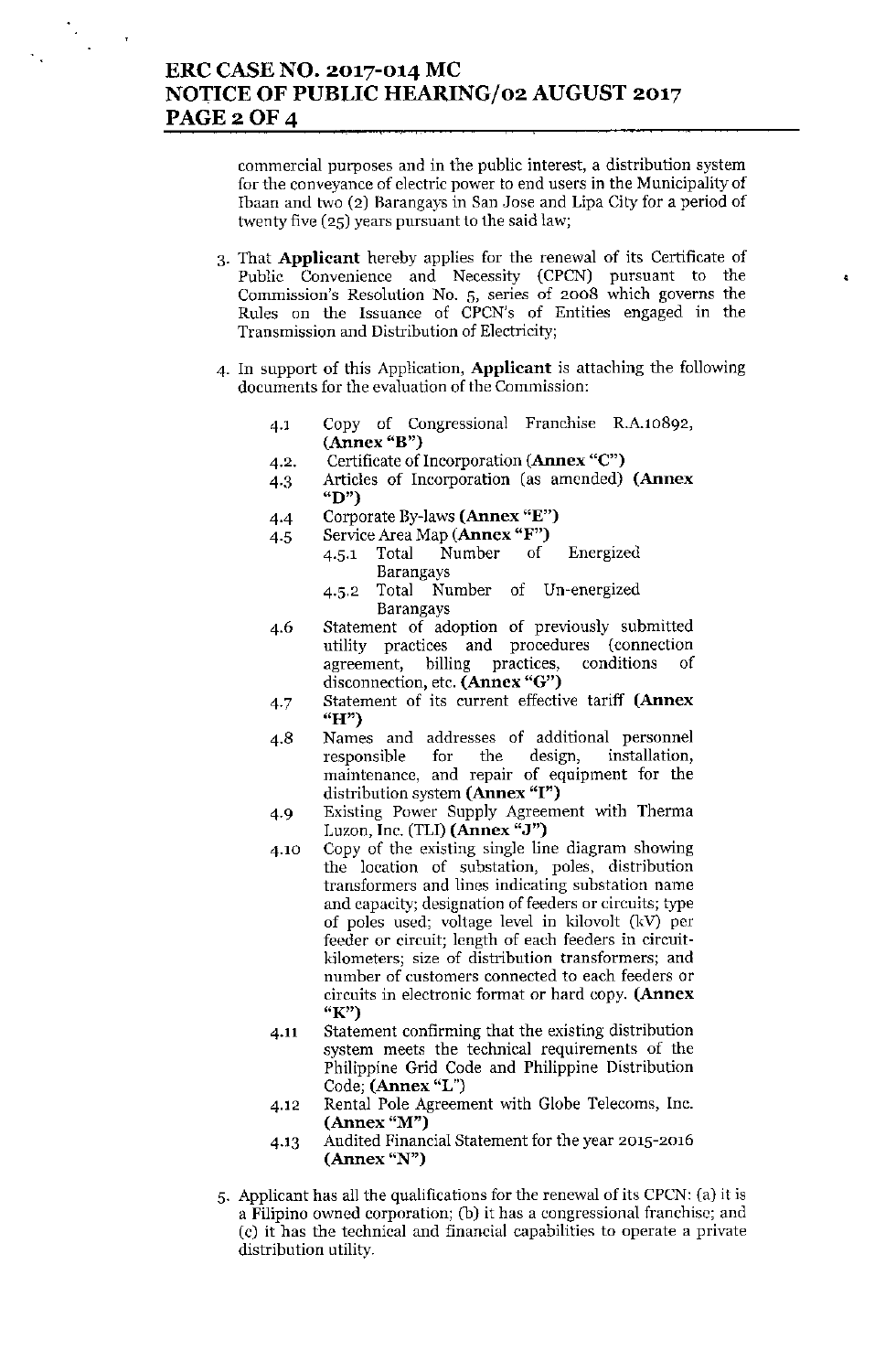commercial purposes and in the public interest, a distribution system for the conveyance of electric power to end users in the Municipality of Ibaan and two (2) Barangays in San Jose and Lipa City for a period of twenty five (25) years pursuant to the said law;

3. That **Applicant** hereby applies for the renewal of its Certificate of Public Convenience and Necessity (CPCN) pursuant to the Commission's Resolution No. 5, series of 2008 which governs the Rules on the Issuance of CPCN's of Entities engaged in the Transmission and Distribution of Electricity;

4. In support of this Application, **Applicant** is attaching the following documents for the evaluation of the Commission:

    4.1 Copy of Congressional Franchise R.A.10892, **(Annex "B")**

    4.2. Certificate of Incorporation **(Annex "C")**

    4.3 Articles of Incorporation (as amended) **(Annex "D")**

    4.4 Corporate By-laws **(Annex "E")**

    4.5 Service Area Map **(Annex "F")**

    - 4.5.1 Total Number of Energized Barangays
    - 4.5.2 Total Number of Un-energized Barangays

    4.6 Statement of adoption of previously submitted utility practices and procedures (connection agreement, billing practices, conditions of disconnection, etc. **(Annex "G")**

    4.7 Statement of its current effective tariff **(Annex "H")**

    4.8 Names and addresses of additional personnel responsible for the design, installation, maintenance, and repair of equipment for the distribution system **(Annex "I")**

    4.9 Existing Power Supply Agreement with Therma Luzon, Inc. (TLI) **(Annex "J")**

    4.10 Copy of the existing single line diagram showing the location of substation, poles, distribution transformers and lines indicating substation name and capacity; designation of feeders or circuits; type of poles used; voltage level in kilovolt (kV) per feeder or circuit; length of each feeders in circuit-kilometers; size of distribution transformers; and number of customers connected to each feeders or circuits in electronic format or hard copy. **(Annex "K")**

    4.11 Statement confirming that the existing distribution system meets the technical requirements of the Philippine Grid Code and Philippine Distribution Code; **(Annex "L")**

    4.12 Rental Pole Agreement with Globe Telecoms, Inc. **(Annex "M")**

    4.13 Audited Financial Statement for the year 2015-2016 **(Annex "N")**

5. Applicant has all the qualifications for the renewal of its CPCN: (a) it is a Filipino owned corporation; (b) it has a congressional franchise; and (c) it has the technical and financial capabilities to operate a private distribution utility.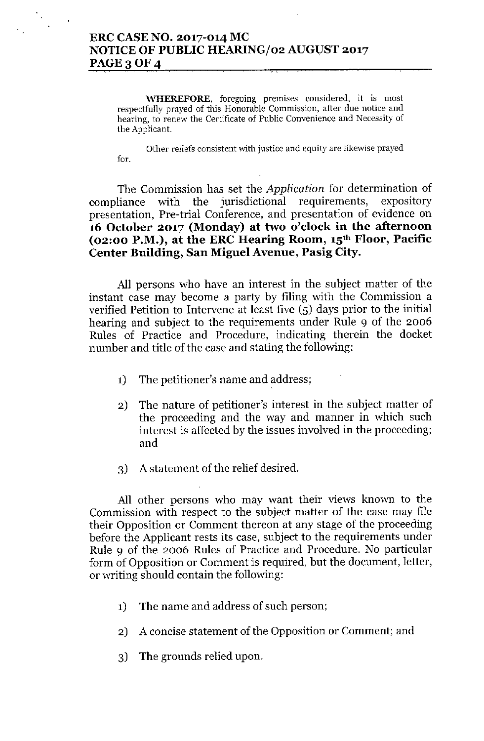WHEREFORE, foregoing premises considered, it is most respectfully prayed of this Honorable Commission, after due notice and hearing, to renew the Certificate of Public Convenience and Necessity of the Applicant.

Other reliefs consistent with justice and equity are likewise prayed for.

The Commission has set the *Application* for determination of compliance with the jurisdictional requirements, expository presentation, Pre-trial Conference, and presentation of evidence on **16 October 2017 (Monday) at two o'clock in the afternoon (02:00 P.M.), at the ERC Hearing Room, 15th Floor, Pacific Center Building, San Miguel Avenue, Pasig City.**

All persons who have an interest in the subject matter of the instant case may become a party by filing with the Commission a verified Petition to Intervene at least five (5) days prior to the initial hearing and subject to the requirements under Rule 9 of the 2006 Rules of Practice and Procedure, indicating therein the docket number and title of the case and stating the following:

1) The petitioner's name and address;

2) The nature of petitioner's interest in the subject matter of the proceeding and the way and manner in which such interest is affected by the issues involved in the proceeding; and

3) A statement of the relief desired.

All other persons who may want their views known to the Commission with respect to the subject matter of the case may file their Opposition or Comment thereon at any stage of the proceeding before the Applicant rests its case, subject to the requirements under Rule 9 of the 2006 Rules of Practice and Procedure. No particular form of Opposition or Comment is required, but the document, letter, or writing should contain the following:

1) The name and address of such person;

2) A concise statement of the Opposition or Comment; and

3) The grounds relied upon.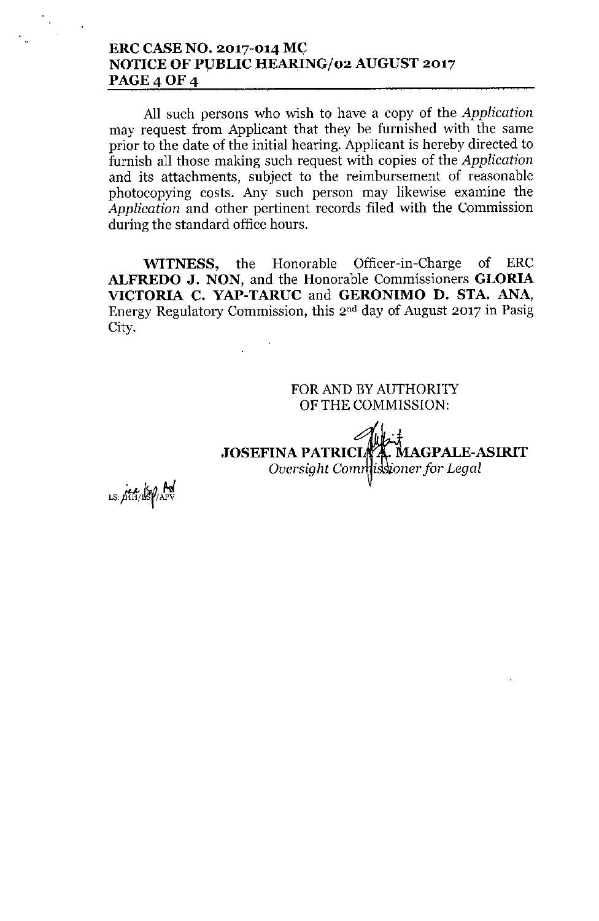All such persons who wish to have a copy of the *Application* may request from Applicant that they be furnished with the same prior to the date of the initial hearing. Applicant is hereby directed to furnish all those making such request with copies of the *Application* and its attachments, subject to the reimbursement of reasonable photocopying costs. Any such person may likewise examine the *Application* and other pertinent records filed with the Commission during the standard office hours.

**WITNESS,** the Honorable Officer-in-Charge of ERC **ALFREDO J. NON**, and the Honorable Commissioners **GLORIA VICTORIA C. YAP-TARUC** and **GERONIMO D. STA. ANA**, Energy Regulatory Commission, this 2nd day of August 2017 in Pasig City.

FOR AND BY AUTHORITY
OF THE COMMISSION:

**JOSEFINA PATRICIA A. MAGPALE-ASIRIT**
*Oversight Commissioner for Legal*

LS: JHH/LSP/APV